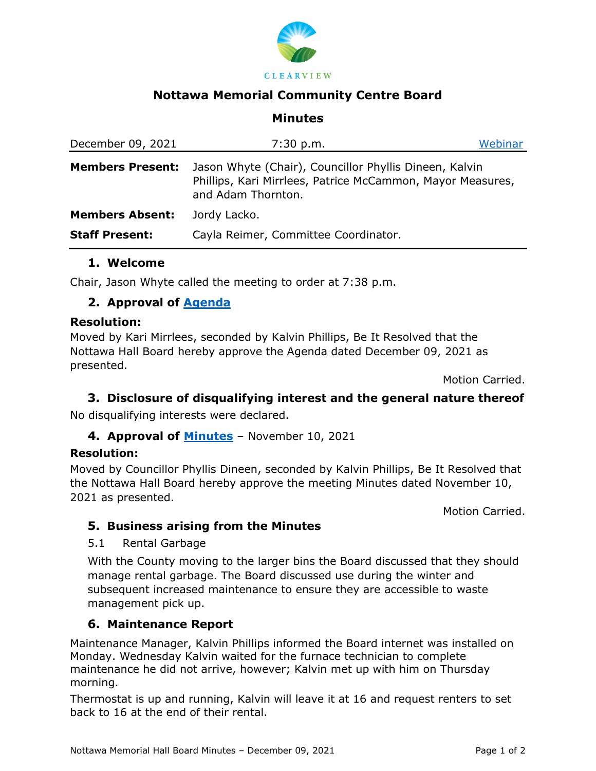CLEARVIEW

# Nottawa Memorial Community Centre Board

## Minutes

| December 09, 2021 | 7:30 p.m. | Webinar |
|---|---|---|

**Members Present:** Jason Whyte (Chair), Councillor Phyllis Dineen, Kalvin Phillips, Kari Mirrlees, Patrice McCammon, Mayor Measures, and Adam Thornton.

**Members Absent:** Jordy Lacko.

**Staff Present:** Cayla Reimer, Committee Coordinator.

### 1. Welcome

Chair, Jason Whyte called the meeting to order at 7:38 p.m.

### 2. Approval of Agenda

**Resolution:**

Moved by Kari Mirrlees, seconded by Kalvin Phillips, Be It Resolved that the Nottawa Hall Board hereby approve the Agenda dated December 09, 2021 as presented.

Motion Carried.

### 3. Disclosure of disqualifying interest and the general nature thereof

No disqualifying interests were declared.

### 4. Approval of Minutes – November 10, 2021

**Resolution:**

Moved by Councillor Phyllis Dineen, seconded by Kalvin Phillips, Be It Resolved that the Nottawa Hall Board hereby approve the meeting Minutes dated November 10, 2021 as presented.

Motion Carried.

### 5. Business arising from the Minutes

5.1 Rental Garbage

With the County moving to the larger bins the Board discussed that they should manage rental garbage. The Board discussed use during the winter and subsequent increased maintenance to ensure they are accessible to waste management pick up.

### 6. Maintenance Report

Maintenance Manager, Kalvin Phillips informed the Board internet was installed on Monday. Wednesday Kalvin waited for the furnace technician to complete maintenance he did not arrive, however; Kalvin met up with him on Thursday morning.

Thermostat is up and running, Kalvin will leave it at 16 and request renters to set back to 16 at the end of their rental.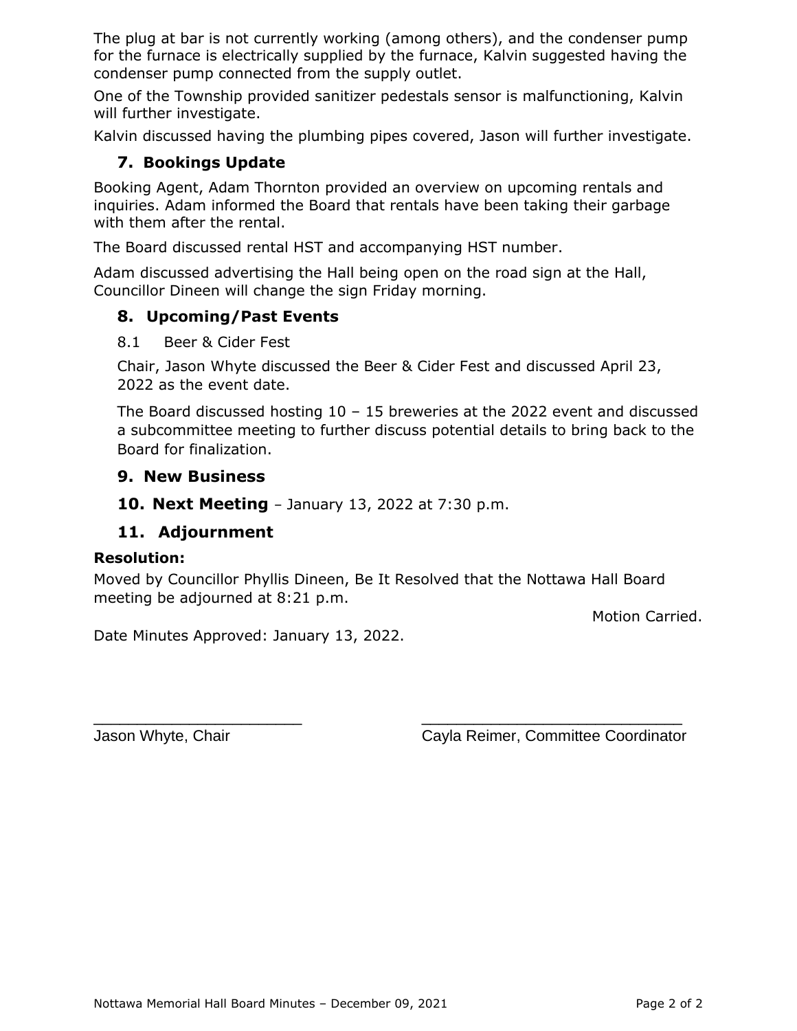The plug at bar is not currently working (among others), and the condenser pump for the furnace is electrically supplied by the furnace, Kalvin suggested having the condenser pump connected from the supply outlet.

One of the Township provided sanitizer pedestals sensor is malfunctioning, Kalvin will further investigate.

Kalvin discussed having the plumbing pipes covered, Jason will further investigate.

## 7. Bookings Update

Booking Agent, Adam Thornton provided an overview on upcoming rentals and inquiries. Adam informed the Board that rentals have been taking their garbage with them after the rental.

The Board discussed rental HST and accompanying HST number.

Adam discussed advertising the Hall being open on the road sign at the Hall, Councillor Dineen will change the sign Friday morning.

## 8. Upcoming/Past Events

8.1 Beer & Cider Fest

Chair, Jason Whyte discussed the Beer & Cider Fest and discussed April 23, 2022 as the event date.

The Board discussed hosting 10 – 15 breweries at the 2022 event and discussed a subcommittee meeting to further discuss potential details to bring back to the Board for finalization.

## 9. New Business

## 10. Next Meeting – January 13, 2022 at 7:30 p.m.

## 11. Adjournment

**Resolution:**

Moved by Councillor Phyllis Dineen, Be It Resolved that the Nottawa Hall Board meeting be adjourned at 8:21 p.m.

Motion Carried.

Date Minutes Approved: January 13, 2022.

\_\_\_\_\_\_\_\_\_\_\_\_\_\_\_\_\_\_\_\_\_\_\_\_ \_\_\_\_\_\_\_\_\_\_\_\_\_\_\_\_\_\_\_\_\_\_\_\_\_\_\_\_\_\_

Jason Whyte, Chair Cayla Reimer, Committee Coordinator